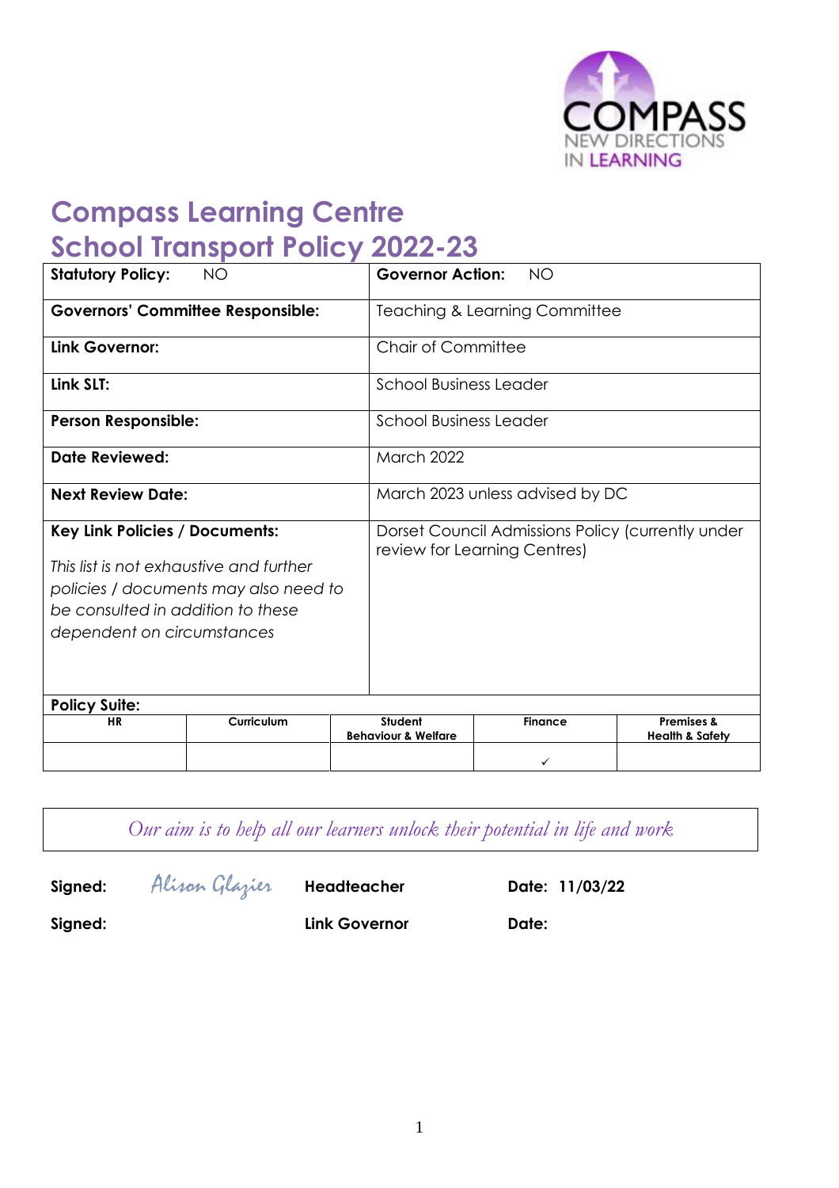COMPASS
NEW DIRECTIONS
IN LEARNING

# Compass Learning Centre
# School Transport Policy 2022-23

| **Statutory Policy:** NO | **Governor Action:** NO |
|---|---|
| **Governors' Committee Responsible:** | Teaching & Learning Committee |
| **Link Governor:** | Chair of Committee |
| **Link SLT:** | School Business Leader |
| **Person Responsible:** | School Business Leader |
| **Date Reviewed:** | March 2022 |
| **Next Review Date:** | March 2023 unless advised by DC |
| **Key Link Policies / Documents:** *This list is not exhaustive and further policies / documents may also need to be consulted in addition to these dependent on circumstances* | Dorset Council Admissions Policy (currently under review for Learning Centres) |

**Policy Suite:**

| HR | Curriculum | Student Behaviour & Welfare | Finance | Premises & Health & Safety |
|---|---|---|---|---|
| | | | ✓ | |

*Our aim is to help all our learners unlock their potential in life and work*

**Signed:** Alison Glazier **Headteacher** **Date: 11/03/22**

**Signed:** **Link Governor** **Date:**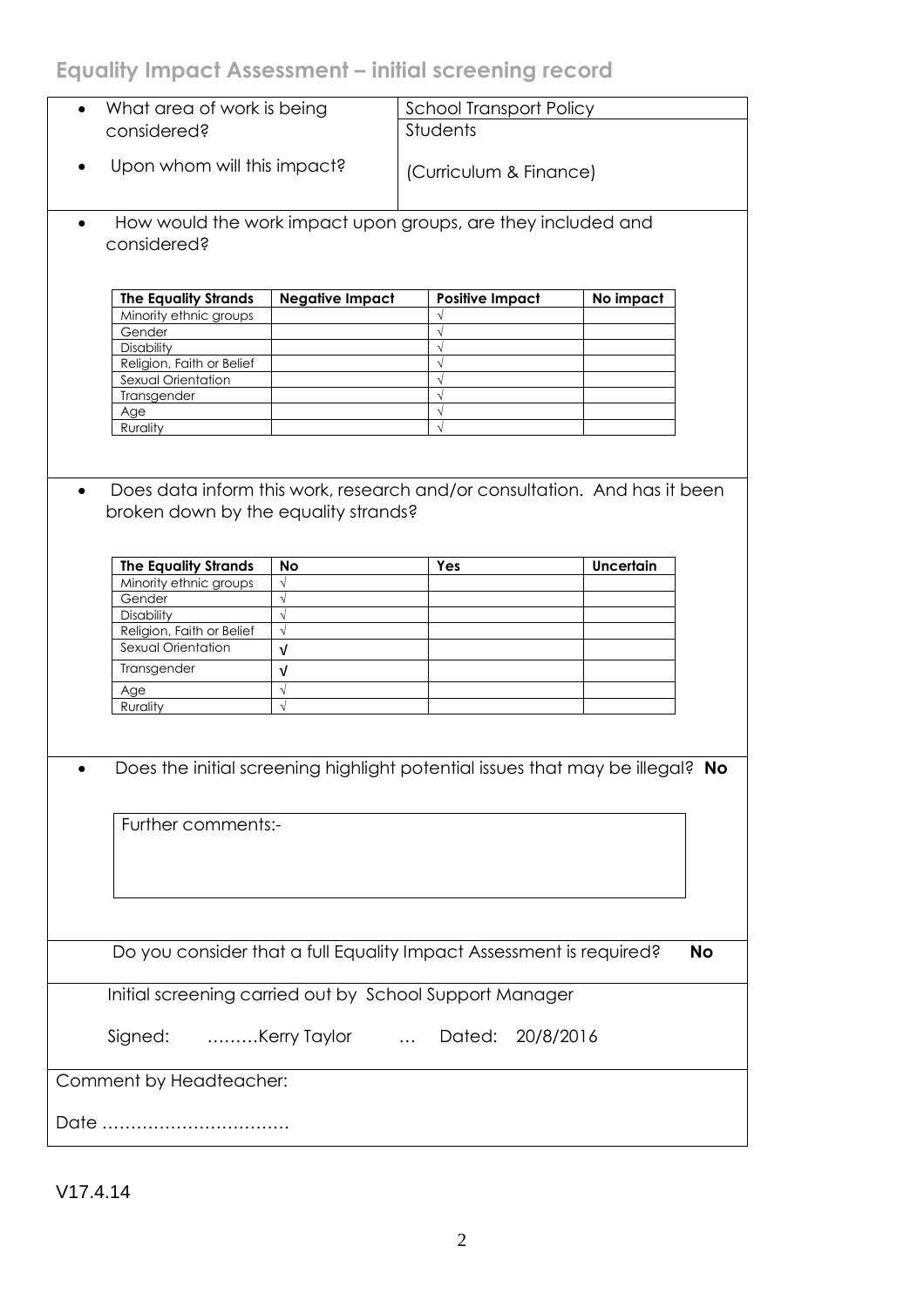## Equality Impact Assessment – initial screening record

- What area of work is being considered? School Transport Policy
- Upon whom will this impact? Students (Curriculum & Finance)

- How would the work impact upon groups, are they included and considered?

| The Equality Strands | Negative Impact | Positive Impact | No impact |
|---|---|---|---|
| Minority ethnic groups | | √ | |
| Gender | | √ | |
| Disability | | √ | |
| Religion, Faith or Belief | | √ | |
| Sexual Orientation | | √ | |
| Transgender | | √ | |
| Age | | √ | |
| Rurality | | √ | |

- Does data inform this work, research and/or consultation. And has it been broken down by the equality strands?

| The Equality Strands | No | Yes | Uncertain |
|---|---|---|---|
| Minority ethnic groups | √ | | |
| Gender | √ | | |
| Disability | √ | | |
| Religion, Faith or Belief | √ | | |
| Sexual Orientation | √ | | |
| Transgender | √ | | |
| Age | √ | | |
| Rurality | √ | | |

- Does the initial screening highlight potential issues that may be illegal? **No**

Further comments:-

Do you consider that a full Equality Impact Assessment is required? **No**

Initial screening carried out by School Support Manager

Signed: ………Kerry Taylor … Dated: 20/8/2016

Comment by Headteacher:

Date ……………………………

V17.4.14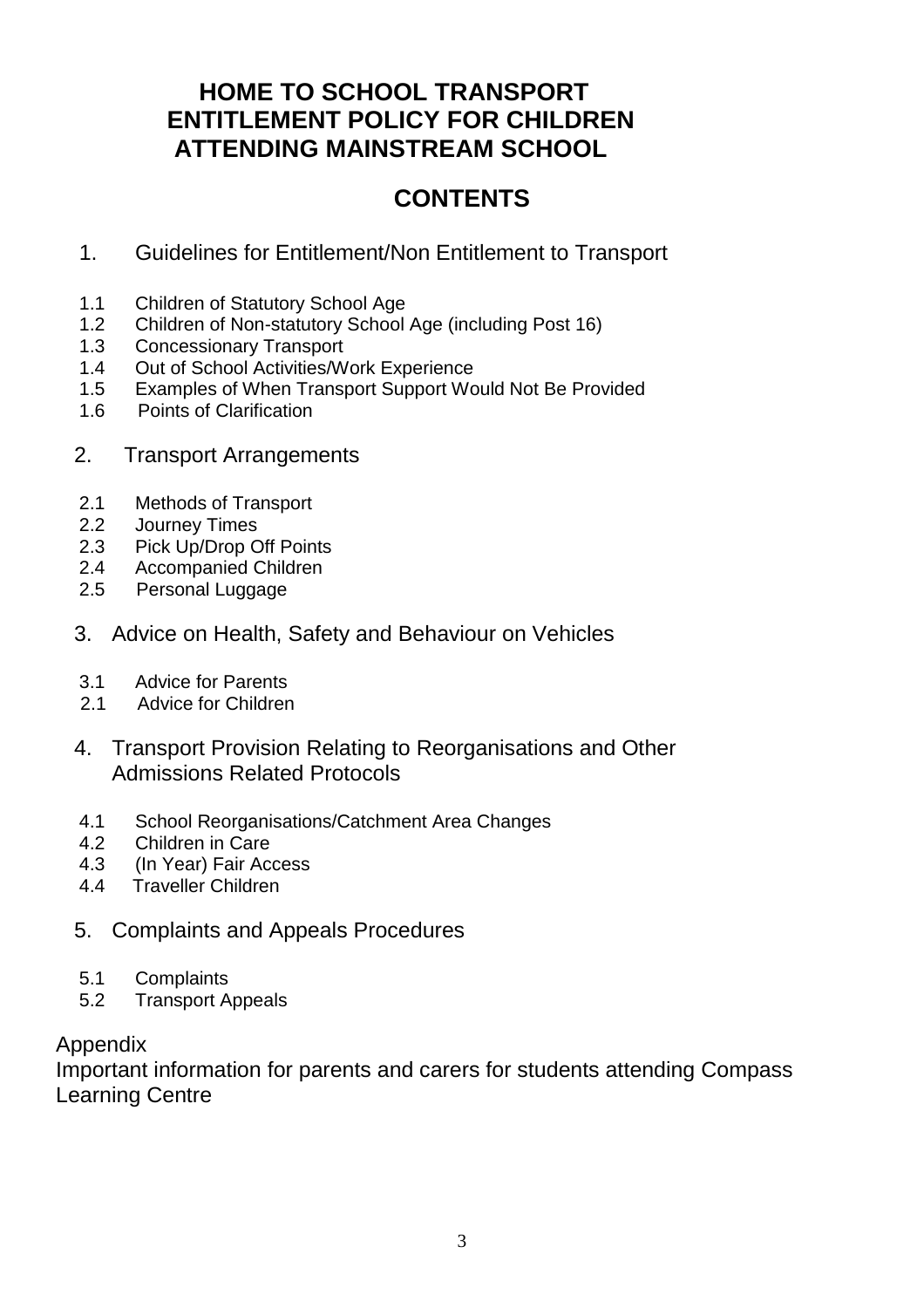# HOME TO SCHOOL TRANSPORT ENTITLEMENT POLICY FOR CHILDREN ATTENDING MAINSTREAM SCHOOL

## CONTENTS

1. Guidelines for Entitlement/Non Entitlement to Transport

- 1.1 Children of Statutory School Age
- 1.2 Children of Non-statutory School Age (including Post 16)
- 1.3 Concessionary Transport
- 1.4 Out of School Activities/Work Experience
- 1.5 Examples of When Transport Support Would Not Be Provided
- 1.6 Points of Clarification

2. Transport Arrangements

- 2.1 Methods of Transport
- 2.2 Journey Times
- 2.3 Pick Up/Drop Off Points
- 2.4 Accompanied Children
- 2.5 Personal Luggage

3. Advice on Health, Safety and Behaviour on Vehicles

- 3.1 Advice for Parents
- 2.1 Advice for Children

4. Transport Provision Relating to Reorganisations and Other Admissions Related Protocols

- 4.1 School Reorganisations/Catchment Area Changes
- 4.2 Children in Care
- 4.3 (In Year) Fair Access
- 4.4 Traveller Children

5. Complaints and Appeals Procedures

- 5.1 Complaints
- 5.2 Transport Appeals

Appendix

Important information for parents and carers for students attending Compass Learning Centre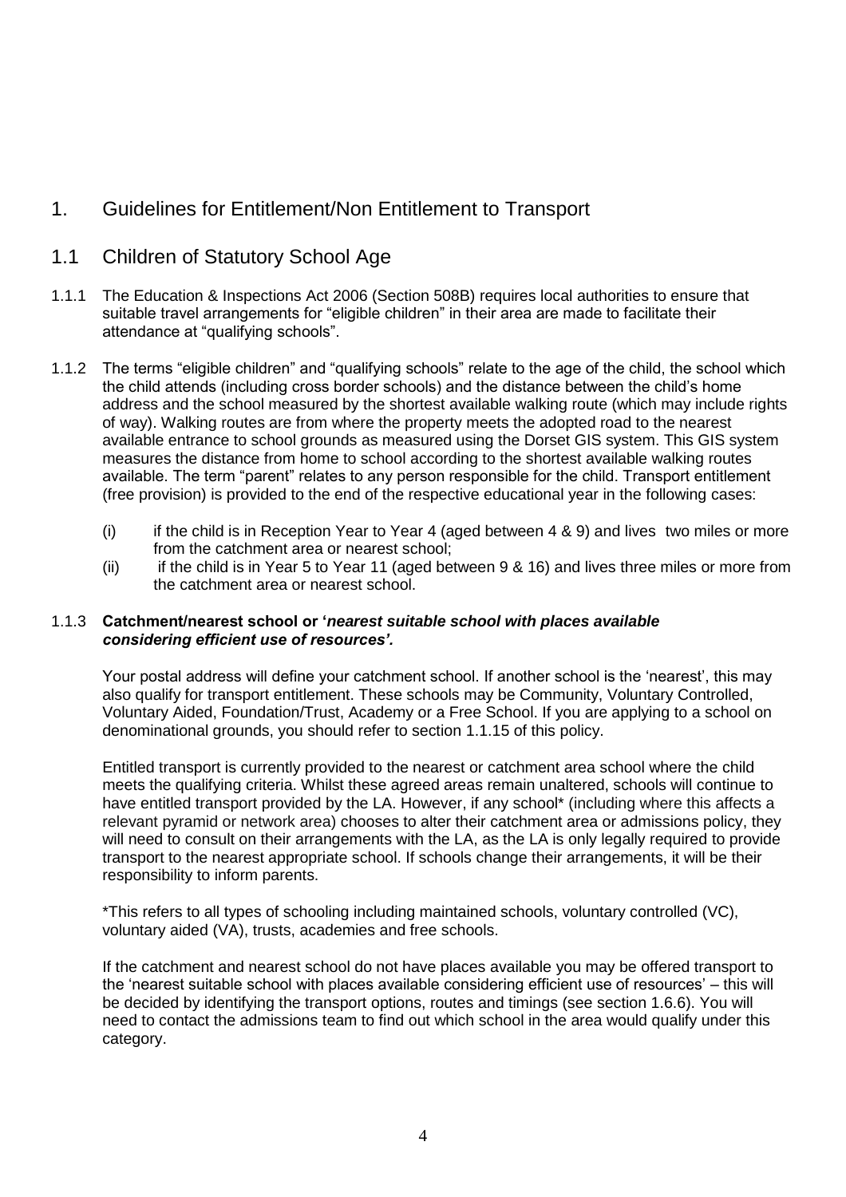# 1. Guidelines for Entitlement/Non Entitlement to Transport

## 1.1 Children of Statutory School Age

1.1.1 The Education & Inspections Act 2006 (Section 508B) requires local authorities to ensure that suitable travel arrangements for "eligible children" in their area are made to facilitate their attendance at "qualifying schools".

1.1.2 The terms "eligible children" and "qualifying schools" relate to the age of the child, the school which the child attends (including cross border schools) and the distance between the child's home address and the school measured by the shortest available walking route (which may include rights of way). Walking routes are from where the property meets the adopted road to the nearest available entrance to school grounds as measured using the Dorset GIS system. This GIS system measures the distance from home to school according to the shortest available walking routes available. The term "parent" relates to any person responsible for the child. Transport entitlement (free provision) is provided to the end of the respective educational year in the following cases:

(i) if the child is in Reception Year to Year 4 (aged between 4 & 9) and lives two miles or more from the catchment area or nearest school;

(ii) if the child is in Year 5 to Year 11 (aged between 9 & 16) and lives three miles or more from the catchment area or nearest school.

1.1.3 **Catchment/nearest school or '*nearest suitable school with places available considering efficient use of resources'.***

Your postal address will define your catchment school. If another school is the 'nearest', this may also qualify for transport entitlement. These schools may be Community, Voluntary Controlled, Voluntary Aided, Foundation/Trust, Academy or a Free School. If you are applying to a school on denominational grounds, you should refer to section 1.1.15 of this policy.

Entitled transport is currently provided to the nearest or catchment area school where the child meets the qualifying criteria. Whilst these agreed areas remain unaltered, schools will continue to have entitled transport provided by the LA. However, if any school* (including where this affects a relevant pyramid or network area) chooses to alter their catchment area or admissions policy, they will need to consult on their arrangements with the LA, as the LA is only legally required to provide transport to the nearest appropriate school. If schools change their arrangements, it will be their responsibility to inform parents.

*This refers to all types of schooling including maintained schools, voluntary controlled (VC), voluntary aided (VA), trusts, academies and free schools.

If the catchment and nearest school do not have places available you may be offered transport to the 'nearest suitable school with places available considering efficient use of resources' – this will be decided by identifying the transport options, routes and timings (see section 1.6.6). You will need to contact the admissions team to find out which school in the area would qualify under this category.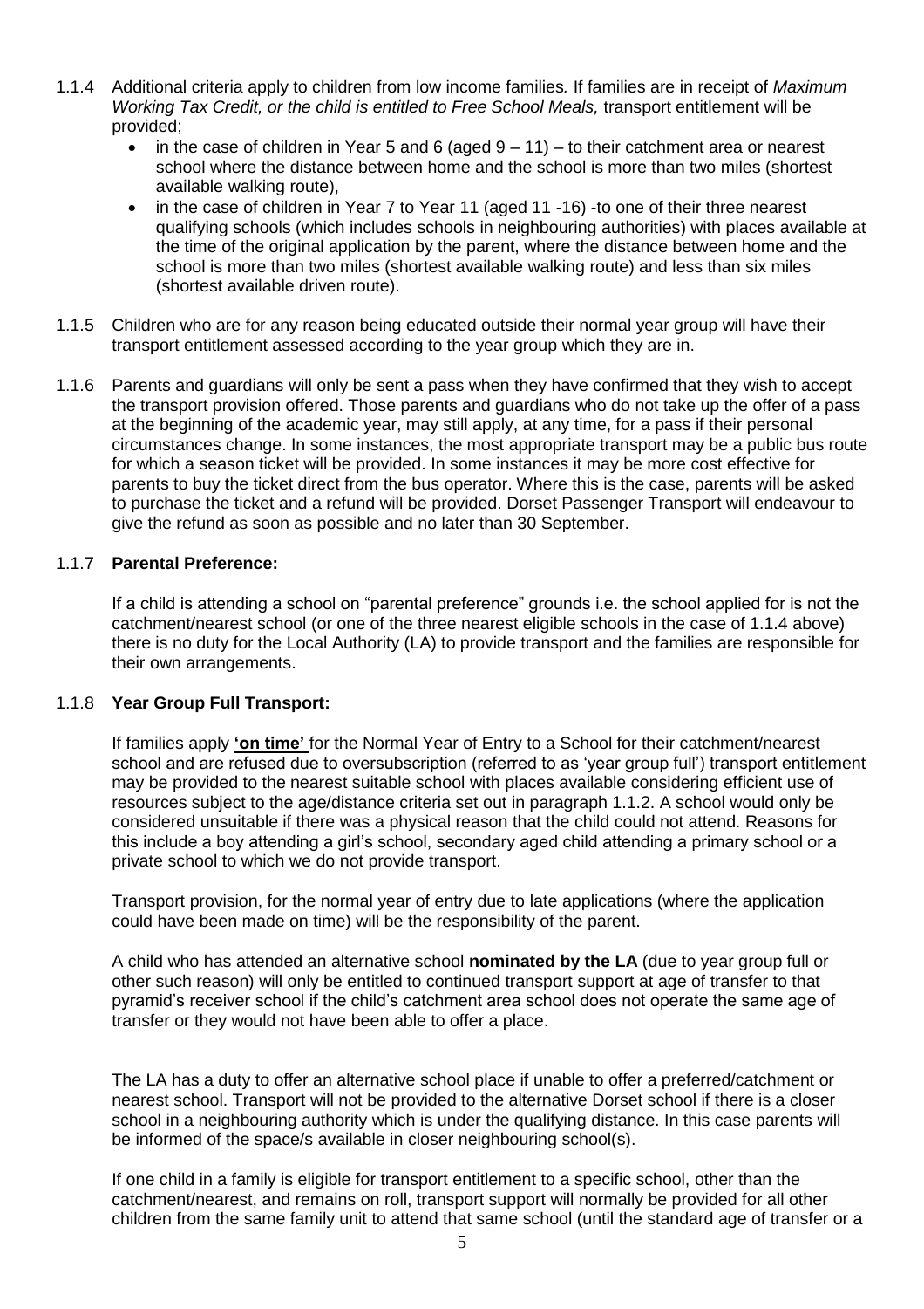1.1.4 Additional criteria apply to children from low income families. If families are in receipt of *Maximum Working Tax Credit, or the child is entitled to Free School Meals,* transport entitlement will be provided;

- in the case of children in Year 5 and 6 (aged 9 – 11) – to their catchment area or nearest school where the distance between home and the school is more than two miles (shortest available walking route),
- in the case of children in Year 7 to Year 11 (aged 11 -16) -to one of their three nearest qualifying schools (which includes schools in neighbouring authorities) with places available at the time of the original application by the parent, where the distance between home and the school is more than two miles (shortest available walking route) and less than six miles (shortest available driven route).

1.1.5 Children who are for any reason being educated outside their normal year group will have their transport entitlement assessed according to the year group which they are in.

1.1.6 Parents and guardians will only be sent a pass when they have confirmed that they wish to accept the transport provision offered. Those parents and guardians who do not take up the offer of a pass at the beginning of the academic year, may still apply, at any time, for a pass if their personal circumstances change. In some instances, the most appropriate transport may be a public bus route for which a season ticket will be provided. In some instances it may be more cost effective for parents to buy the ticket direct from the bus operator. Where this is the case, parents will be asked to purchase the ticket and a refund will be provided. Dorset Passenger Transport will endeavour to give the refund as soon as possible and no later than 30 September.

1.1.7 **Parental Preference:**

If a child is attending a school on "parental preference" grounds i.e. the school applied for is not the catchment/nearest school (or one of the three nearest eligible schools in the case of 1.1.4 above) there is no duty for the Local Authority (LA) to provide transport and the families are responsible for their own arrangements.

1.1.8 **Year Group Full Transport:**

If families apply **'on time'** for the Normal Year of Entry to a School for their catchment/nearest school and are refused due to oversubscription (referred to as 'year group full') transport entitlement may be provided to the nearest suitable school with places available considering efficient use of resources subject to the age/distance criteria set out in paragraph 1.1.2. A school would only be considered unsuitable if there was a physical reason that the child could not attend. Reasons for this include a boy attending a girl's school, secondary aged child attending a primary school or a private school to which we do not provide transport.

Transport provision, for the normal year of entry due to late applications (where the application could have been made on time) will be the responsibility of the parent.

A child who has attended an alternative school **nominated by the LA** (due to year group full or other such reason) will only be entitled to continued transport support at age of transfer to that pyramid's receiver school if the child's catchment area school does not operate the same age of transfer or they would not have been able to offer a place.

The LA has a duty to offer an alternative school place if unable to offer a preferred/catchment or nearest school. Transport will not be provided to the alternative Dorset school if there is a closer school in a neighbouring authority which is under the qualifying distance. In this case parents will be informed of the space/s available in closer neighbouring school(s).

If one child in a family is eligible for transport entitlement to a specific school, other than the catchment/nearest, and remains on roll, transport support will normally be provided for all other children from the same family unit to attend that same school (until the standard age of transfer or a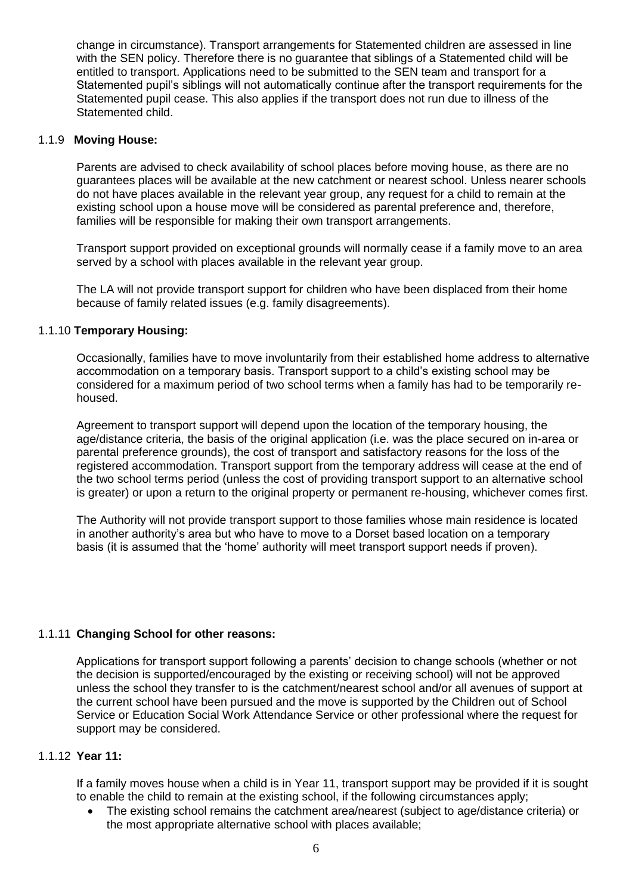change in circumstance). Transport arrangements for Statemented children are assessed in line with the SEN policy. Therefore there is no guarantee that siblings of a Statemented child will be entitled to transport. Applications need to be submitted to the SEN team and transport for a Statemented pupil's siblings will not automatically continue after the transport requirements for the Statemented pupil cease. This also applies if the transport does not run due to illness of the Statemented child.

### 1.1.9 **Moving House:**

Parents are advised to check availability of school places before moving house, as there are no guarantees places will be available at the new catchment or nearest school. Unless nearer schools do not have places available in the relevant year group, any request for a child to remain at the existing school upon a house move will be considered as parental preference and, therefore, families will be responsible for making their own transport arrangements.

Transport support provided on exceptional grounds will normally cease if a family move to an area served by a school with places available in the relevant year group.

The LA will not provide transport support for children who have been displaced from their home because of family related issues (e.g. family disagreements).

### 1.1.10 **Temporary Housing:**

Occasionally, families have to move involuntarily from their established home address to alternative accommodation on a temporary basis. Transport support to a child's existing school may be considered for a maximum period of two school terms when a family has had to be temporarily re-housed.

Agreement to transport support will depend upon the location of the temporary housing, the age/distance criteria, the basis of the original application (i.e. was the place secured on in-area or parental preference grounds), the cost of transport and satisfactory reasons for the loss of the registered accommodation. Transport support from the temporary address will cease at the end of the two school terms period (unless the cost of providing transport support to an alternative school is greater) or upon a return to the original property or permanent re-housing, whichever comes first.

The Authority will not provide transport support to those families whose main residence is located in another authority's area but who have to move to a Dorset based location on a temporary basis (it is assumed that the 'home' authority will meet transport support needs if proven).

### 1.1.11 **Changing School for other reasons:**

Applications for transport support following a parents' decision to change schools (whether or not the decision is supported/encouraged by the existing or receiving school) will not be approved unless the school they transfer to is the catchment/nearest school and/or all avenues of support at the current school have been pursued and the move is supported by the Children out of School Service or Education Social Work Attendance Service or other professional where the request for support may be considered.

### 1.1.12 **Year 11:**

If a family moves house when a child is in Year 11, transport support may be provided if it is sought to enable the child to remain at the existing school, if the following circumstances apply;

- The existing school remains the catchment area/nearest (subject to age/distance criteria) or the most appropriate alternative school with places available;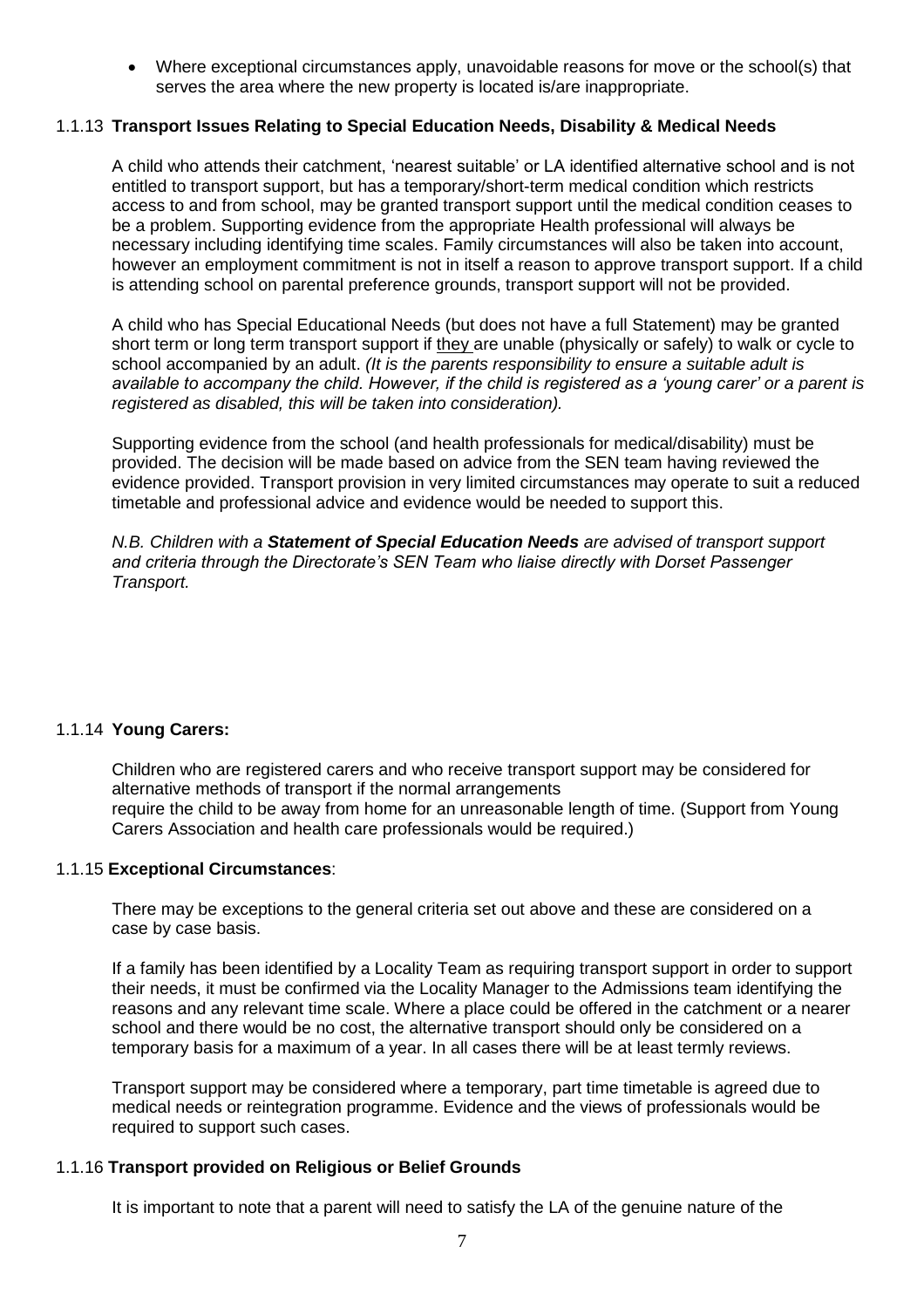- Where exceptional circumstances apply, unavoidable reasons for move or the school(s) that serves the area where the new property is located is/are inappropriate.

### 1.1.13 Transport Issues Relating to Special Education Needs, Disability & Medical Needs

A child who attends their catchment, 'nearest suitable' or LA identified alternative school and is not entitled to transport support, but has a temporary/short-term medical condition which restricts access to and from school, may be granted transport support until the medical condition ceases to be a problem. Supporting evidence from the appropriate Health professional will always be necessary including identifying time scales. Family circumstances will also be taken into account, however an employment commitment is not in itself a reason to approve transport support. If a child is attending school on parental preference grounds, transport support will not be provided.

A child who has Special Educational Needs (but does not have a full Statement) may be granted short term or long term transport support if they are unable (physically or safely) to walk or cycle to school accompanied by an adult. *(It is the parents responsibility to ensure a suitable adult is available to accompany the child. However, if the child is registered as a 'young carer' or a parent is registered as disabled, this will be taken into consideration).*

Supporting evidence from the school (and health professionals for medical/disability) must be provided. The decision will be made based on advice from the SEN team having reviewed the evidence provided. Transport provision in very limited circumstances may operate to suit a reduced timetable and professional advice and evidence would be needed to support this.

*N.B. Children with a **Statement of Special Education Needs** are advised of transport support and criteria through the Directorate's SEN Team who liaise directly with Dorset Passenger Transport.*

### 1.1.14 Young Carers:

Children who are registered carers and who receive transport support may be considered for alternative methods of transport if the normal arrangements require the child to be away from home for an unreasonable length of time. (Support from Young Carers Association and health care professionals would be required.)

### 1.1.15 Exceptional Circumstances:

There may be exceptions to the general criteria set out above and these are considered on a case by case basis.

If a family has been identified by a Locality Team as requiring transport support in order to support their needs, it must be confirmed via the Locality Manager to the Admissions team identifying the reasons and any relevant time scale. Where a place could be offered in the catchment or a nearer school and there would be no cost, the alternative transport should only be considered on a temporary basis for a maximum of a year. In all cases there will be at least termly reviews.

Transport support may be considered where a temporary, part time timetable is agreed due to medical needs or reintegration programme. Evidence and the views of professionals would be required to support such cases.

### 1.1.16 Transport provided on Religious or Belief Grounds

It is important to note that a parent will need to satisfy the LA of the genuine nature of the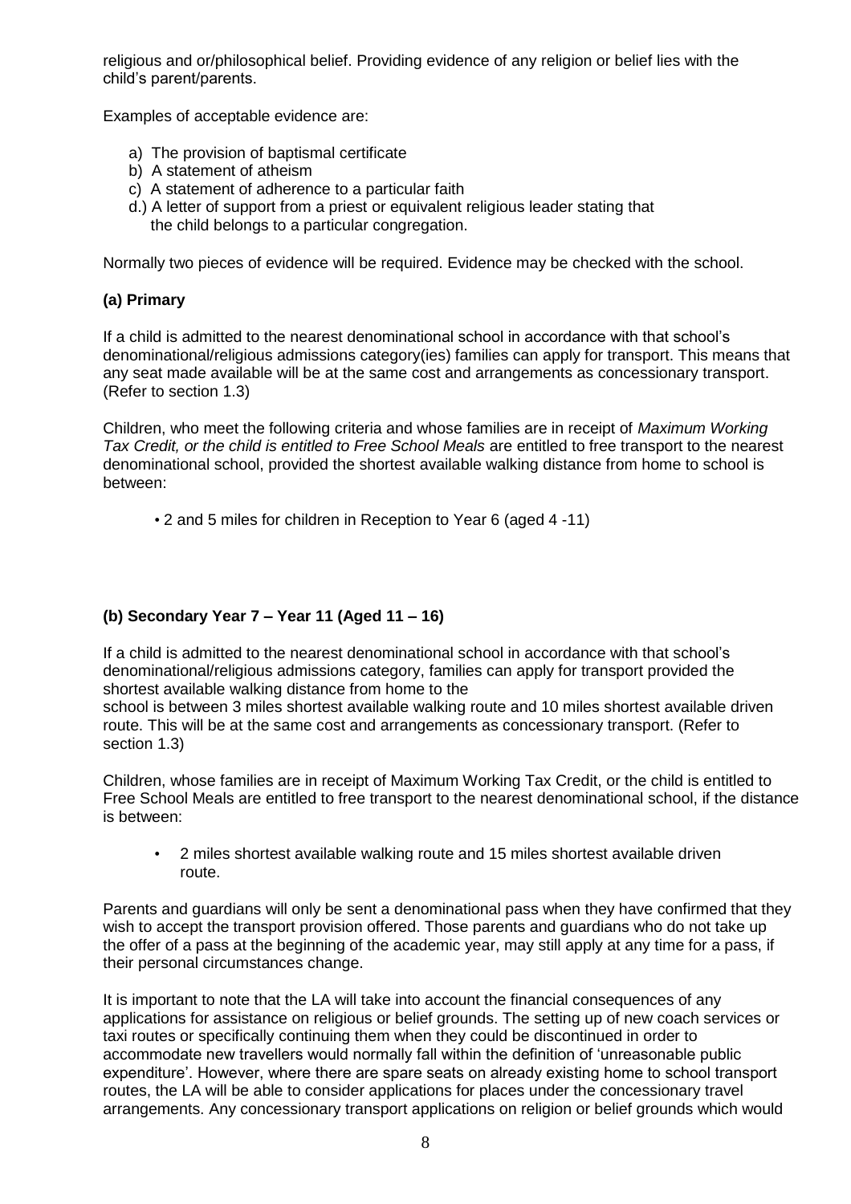religious and or/philosophical belief. Providing evidence of any religion or belief lies with the child's parent/parents.

Examples of acceptable evidence are:

a) The provision of baptismal certificate
b) A statement of atheism
c) A statement of adherence to a particular faith
d.) A letter of support from a priest or equivalent religious leader stating that the child belongs to a particular congregation.

Normally two pieces of evidence will be required. Evidence may be checked with the school.

### (a) Primary

If a child is admitted to the nearest denominational school in accordance with that school's denominational/religious admissions category(ies) families can apply for transport. This means that any seat made available will be at the same cost and arrangements as concessionary transport. (Refer to section 1.3)

Children, who meet the following criteria and whose families are in receipt of *Maximum Working Tax Credit, or the child is entitled to Free School Meals* are entitled to free transport to the nearest denominational school, provided the shortest available walking distance from home to school is between:

- 2 and 5 miles for children in Reception to Year 6 (aged 4 -11)

### (b) Secondary Year 7 – Year 11 (Aged 11 – 16)

If a child is admitted to the nearest denominational school in accordance with that school's denominational/religious admissions category, families can apply for transport provided the shortest available walking distance from home to the school is between 3 miles shortest available walking route and 10 miles shortest available driven route. This will be at the same cost and arrangements as concessionary transport. (Refer to section 1.3)

Children, whose families are in receipt of Maximum Working Tax Credit, or the child is entitled to Free School Meals are entitled to free transport to the nearest denominational school, if the distance is between:

- 2 miles shortest available walking route and 15 miles shortest available driven route.

Parents and guardians will only be sent a denominational pass when they have confirmed that they wish to accept the transport provision offered. Those parents and guardians who do not take up the offer of a pass at the beginning of the academic year, may still apply at any time for a pass, if their personal circumstances change.

It is important to note that the LA will take into account the financial consequences of any applications for assistance on religious or belief grounds. The setting up of new coach services or taxi routes or specifically continuing them when they could be discontinued in order to accommodate new travellers would normally fall within the definition of 'unreasonable public expenditure'. However, where there are spare seats on already existing home to school transport routes, the LA will be able to consider applications for places under the concessionary travel arrangements. Any concessionary transport applications on religion or belief grounds which would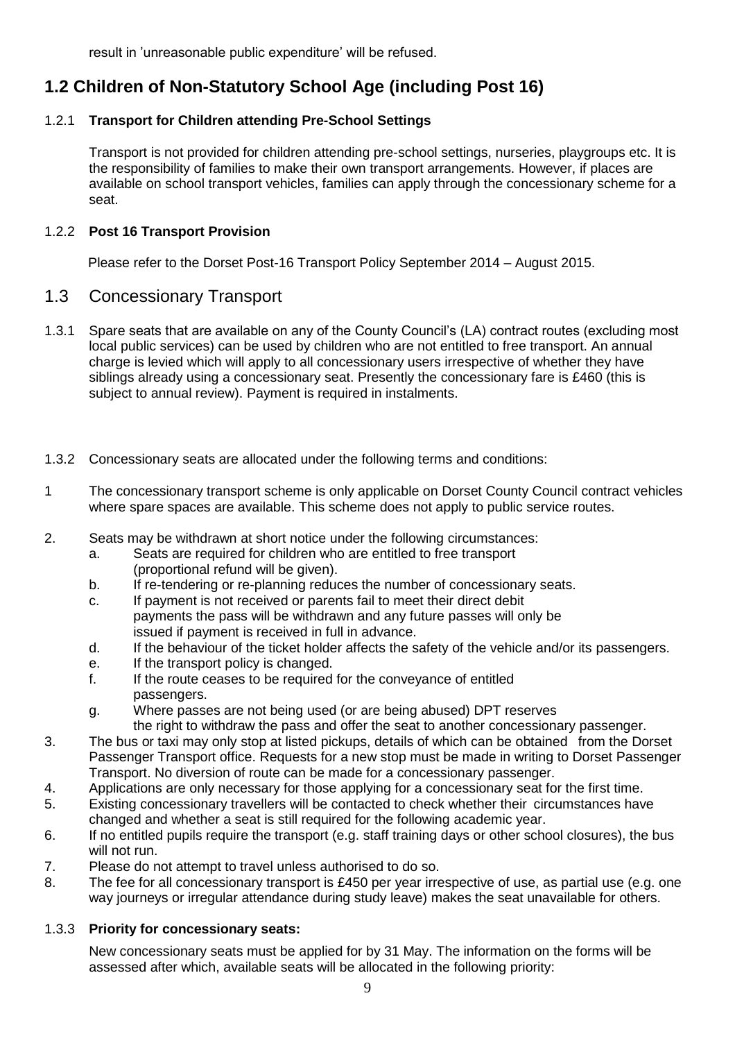result in 'unreasonable public expenditure' will be refused.

## 1.2 Children of Non-Statutory School Age (including Post 16)

### 1.2.1 **Transport for Children attending Pre-School Settings**

Transport is not provided for children attending pre-school settings, nurseries, playgroups etc. It is the responsibility of families to make their own transport arrangements. However, if places are available on school transport vehicles, families can apply through the concessionary scheme for a seat.

### 1.2.2 **Post 16 Transport Provision**

Please refer to the Dorset Post-16 Transport Policy September 2014 – August 2015.

## 1.3 Concessionary Transport

1.3.1 Spare seats that are available on any of the County Council's (LA) contract routes (excluding most local public services) can be used by children who are not entitled to free transport. An annual charge is levied which will apply to all concessionary users irrespective of whether they have siblings already using a concessionary seat. Presently the concessionary fare is £460 (this is subject to annual review). Payment is required in instalments.

1.3.2 Concessionary seats are allocated under the following terms and conditions:

1. The concessionary transport scheme is only applicable on Dorset County Council contract vehicles where spare spaces are available. This scheme does not apply to public service routes.
2. Seats may be withdrawn at short notice under the following circumstances:
   a. Seats are required for children who are entitled to free transport (proportional refund will be given).
   b. If re-tendering or re-planning reduces the number of concessionary seats.
   c. If payment is not received or parents fail to meet their direct debit payments the pass will be withdrawn and any future passes will only be issued if payment is received in full in advance.
   d. If the behaviour of the ticket holder affects the safety of the vehicle and/or its passengers.
   e. If the transport policy is changed.
   f. If the route ceases to be required for the conveyance of entitled passengers.
   g. Where passes are not being used (or are being abused) DPT reserves the right to withdraw the pass and offer the seat to another concessionary passenger.
3. The bus or taxi may only stop at listed pickups, details of which can be obtained from the Dorset Passenger Transport office. Requests for a new stop must be made in writing to Dorset Passenger Transport. No diversion of route can be made for a concessionary passenger.
4. Applications are only necessary for those applying for a concessionary seat for the first time.
5. Existing concessionary travellers will be contacted to check whether their circumstances have changed and whether a seat is still required for the following academic year.
6. If no entitled pupils require the transport (e.g. staff training days or other school closures), the bus will not run.
7. Please do not attempt to travel unless authorised to do so.
8. The fee for all concessionary transport is £450 per year irrespective of use, as partial use (e.g. one way journeys or irregular attendance during study leave) makes the seat unavailable for others.

### 1.3.3 **Priority for concessionary seats:**

New concessionary seats must be applied for by 31 May. The information on the forms will be assessed after which, available seats will be allocated in the following priority: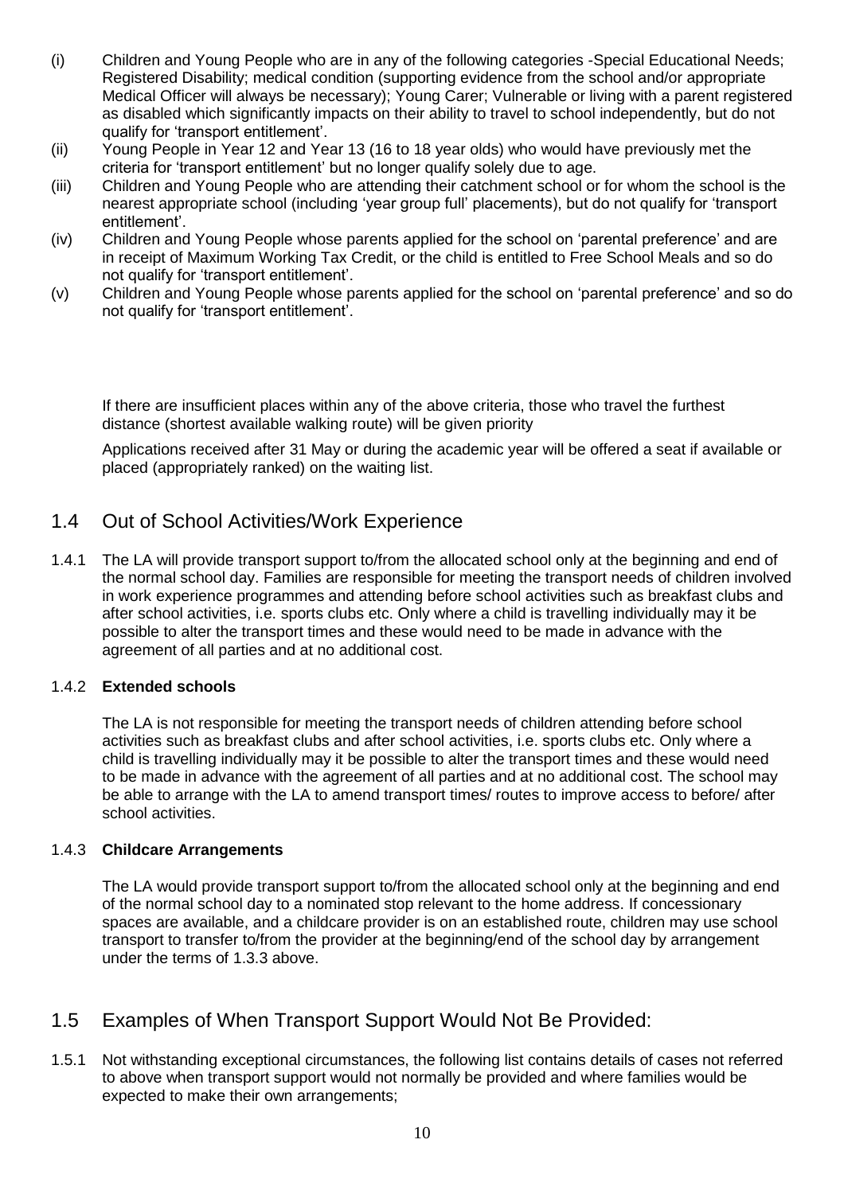(i) Children and Young People who are in any of the following categories -Special Educational Needs; Registered Disability; medical condition (supporting evidence from the school and/or appropriate Medical Officer will always be necessary); Young Carer; Vulnerable or living with a parent registered as disabled which significantly impacts on their ability to travel to school independently, but do not qualify for 'transport entitlement'.

(ii) Young People in Year 12 and Year 13 (16 to 18 year olds) who would have previously met the criteria for 'transport entitlement' but no longer qualify solely due to age.

(iii) Children and Young People who are attending their catchment school or for whom the school is the nearest appropriate school (including 'year group full' placements), but do not qualify for 'transport entitlement'.

(iv) Children and Young People whose parents applied for the school on 'parental preference' and are in receipt of Maximum Working Tax Credit, or the child is entitled to Free School Meals and so do not qualify for 'transport entitlement'.

(v) Children and Young People whose parents applied for the school on 'parental preference' and so do not qualify for 'transport entitlement'.

If there are insufficient places within any of the above criteria, those who travel the furthest distance (shortest available walking route) will be given priority

Applications received after 31 May or during the academic year will be offered a seat if available or placed (appropriately ranked) on the waiting list.

## 1.4 Out of School Activities/Work Experience

1.4.1 The LA will provide transport support to/from the allocated school only at the beginning and end of the normal school day. Families are responsible for meeting the transport needs of children involved in work experience programmes and attending before school activities such as breakfast clubs and after school activities, i.e. sports clubs etc. Only where a child is travelling individually may it be possible to alter the transport times and these would need to be made in advance with the agreement of all parties and at no additional cost.

### 1.4.2 **Extended schools**

The LA is not responsible for meeting the transport needs of children attending before school activities such as breakfast clubs and after school activities, i.e. sports clubs etc. Only where a child is travelling individually may it be possible to alter the transport times and these would need to be made in advance with the agreement of all parties and at no additional cost. The school may be able to arrange with the LA to amend transport times/ routes to improve access to before/ after school activities.

### 1.4.3 **Childcare Arrangements**

The LA would provide transport support to/from the allocated school only at the beginning and end of the normal school day to a nominated stop relevant to the home address. If concessionary spaces are available, and a childcare provider is on an established route, children may use school transport to transfer to/from the provider at the beginning/end of the school day by arrangement under the terms of 1.3.3 above.

## 1.5 Examples of When Transport Support Would Not Be Provided:

1.5.1 Not withstanding exceptional circumstances, the following list contains details of cases not referred to above when transport support would not normally be provided and where families would be expected to make their own arrangements;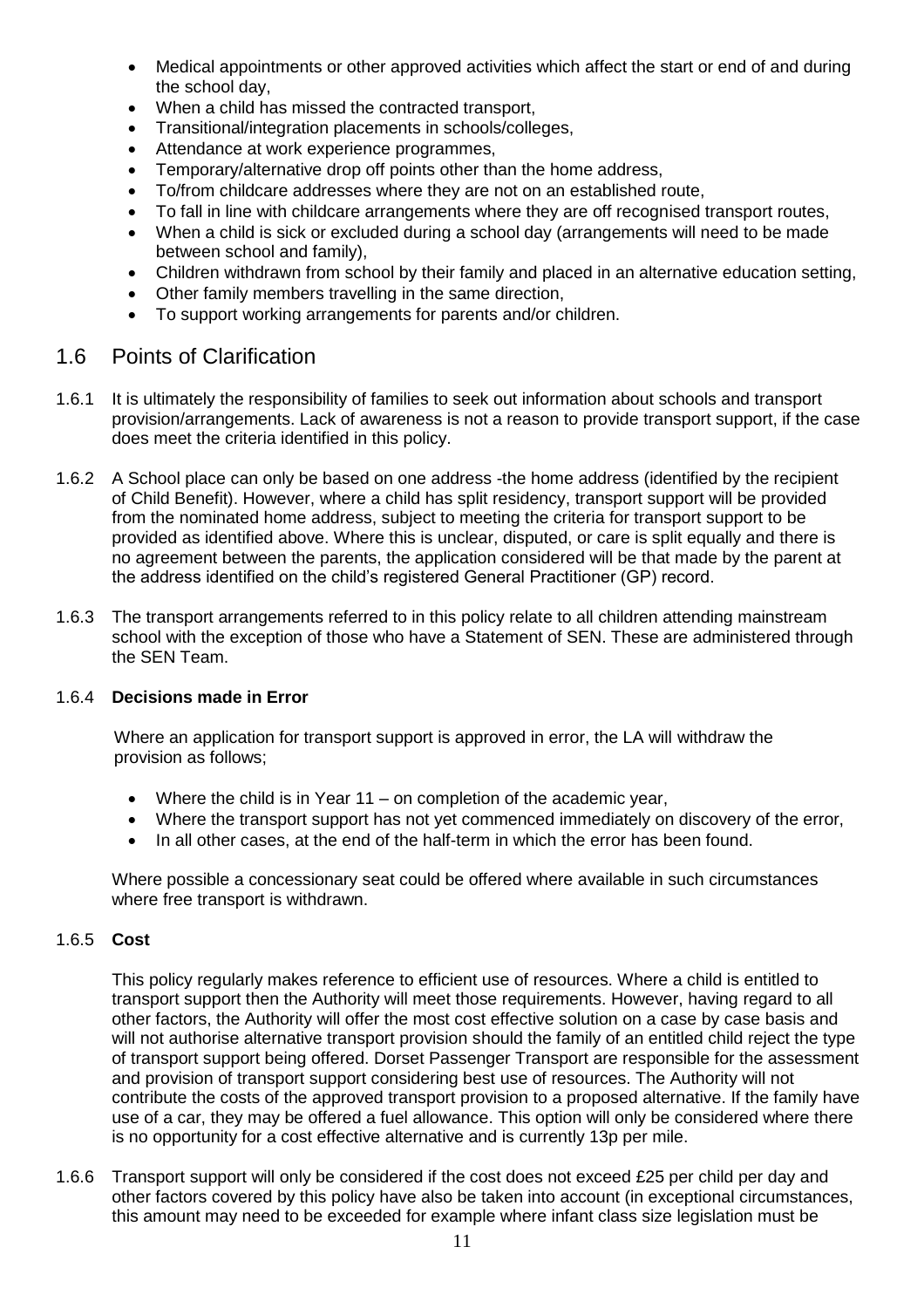- Medical appointments or other approved activities which affect the start or end of and during the school day,
- When a child has missed the contracted transport,
- Transitional/integration placements in schools/colleges,
- Attendance at work experience programmes,
- Temporary/alternative drop off points other than the home address,
- To/from childcare addresses where they are not on an established route,
- To fall in line with childcare arrangements where they are off recognised transport routes,
- When a child is sick or excluded during a school day (arrangements will need to be made between school and family),
- Children withdrawn from school by their family and placed in an alternative education setting,
- Other family members travelling in the same direction,
- To support working arrangements for parents and/or children.

## 1.6 Points of Clarification

1.6.1 It is ultimately the responsibility of families to seek out information about schools and transport provision/arrangements. Lack of awareness is not a reason to provide transport support, if the case does meet the criteria identified in this policy.

1.6.2 A School place can only be based on one address -the home address (identified by the recipient of Child Benefit). However, where a child has split residency, transport support will be provided from the nominated home address, subject to meeting the criteria for transport support to be provided as identified above. Where this is unclear, disputed, or care is split equally and there is no agreement between the parents, the application considered will be that made by the parent at the address identified on the child's registered General Practitioner (GP) record.

1.6.3 The transport arrangements referred to in this policy relate to all children attending mainstream school with the exception of those who have a Statement of SEN. These are administered through the SEN Team.

1.6.4 **Decisions made in Error**

Where an application for transport support is approved in error, the LA will withdraw the provision as follows;

- Where the child is in Year 11 – on completion of the academic year,
- Where the transport support has not yet commenced immediately on discovery of the error,
- In all other cases, at the end of the half-term in which the error has been found.

Where possible a concessionary seat could be offered where available in such circumstances where free transport is withdrawn.

1.6.5 **Cost**

This policy regularly makes reference to efficient use of resources. Where a child is entitled to transport support then the Authority will meet those requirements. However, having regard to all other factors, the Authority will offer the most cost effective solution on a case by case basis and will not authorise alternative transport provision should the family of an entitled child reject the type of transport support being offered. Dorset Passenger Transport are responsible for the assessment and provision of transport support considering best use of resources. The Authority will not contribute the costs of the approved transport provision to a proposed alternative. If the family have use of a car, they may be offered a fuel allowance. This option will only be considered where there is no opportunity for a cost effective alternative and is currently 13p per mile.

1.6.6 Transport support will only be considered if the cost does not exceed £25 per child per day and other factors covered by this policy have also be taken into account (in exceptional circumstances, this amount may need to be exceeded for example where infant class size legislation must be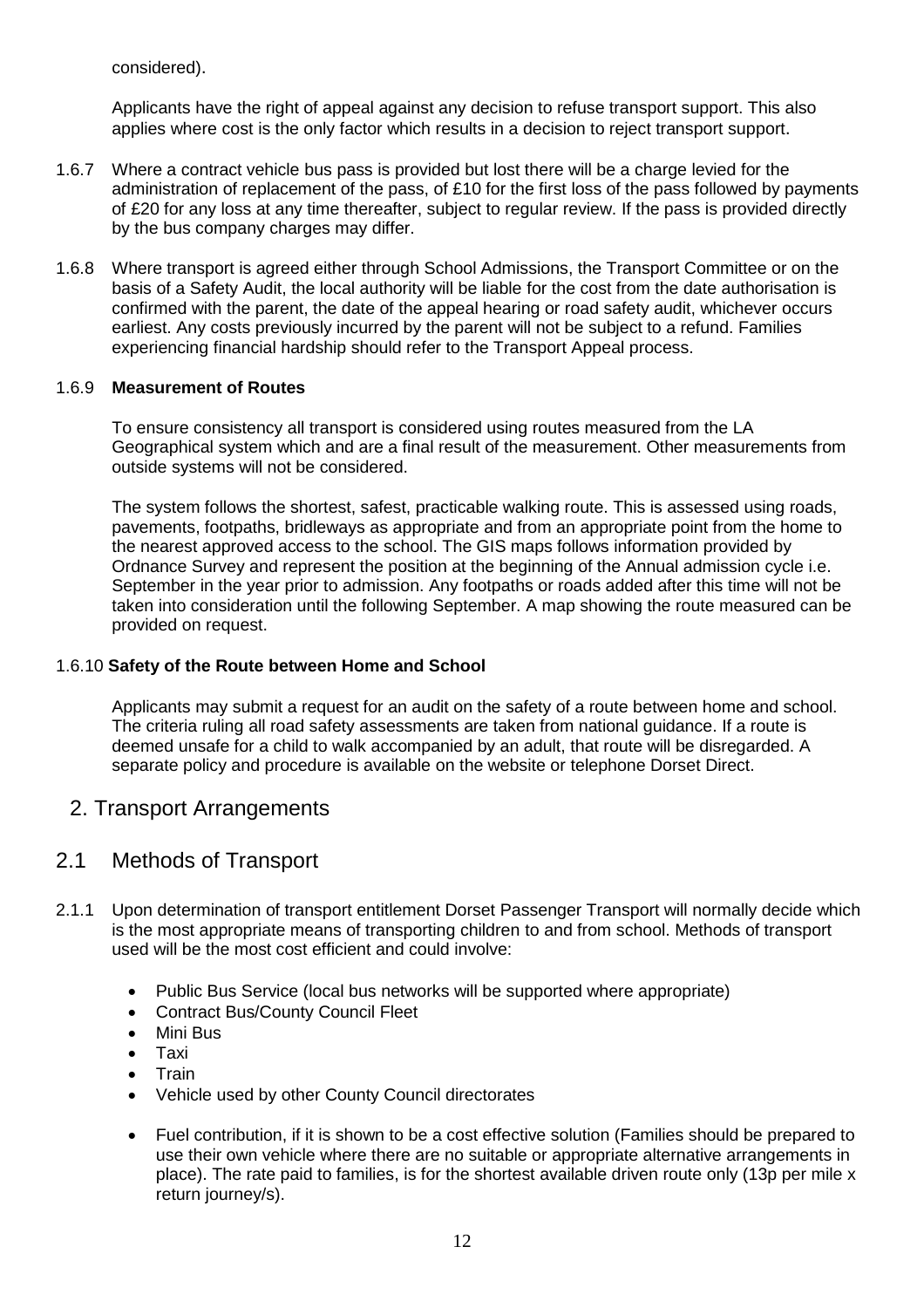considered).

Applicants have the right of appeal against any decision to refuse transport support. This also applies where cost is the only factor which results in a decision to reject transport support.

1.6.7 Where a contract vehicle bus pass is provided but lost there will be a charge levied for the administration of replacement of the pass, of £10 for the first loss of the pass followed by payments of £20 for any loss at any time thereafter, subject to regular review. If the pass is provided directly by the bus company charges may differ.

1.6.8 Where transport is agreed either through School Admissions, the Transport Committee or on the basis of a Safety Audit, the local authority will be liable for the cost from the date authorisation is confirmed with the parent, the date of the appeal hearing or road safety audit, whichever occurs earliest. Any costs previously incurred by the parent will not be subject to a refund. Families experiencing financial hardship should refer to the Transport Appeal process.

1.6.9 **Measurement of Routes**

To ensure consistency all transport is considered using routes measured from the LA Geographical system which and are a final result of the measurement. Other measurements from outside systems will not be considered.

The system follows the shortest, safest, practicable walking route. This is assessed using roads, pavements, footpaths, bridleways as appropriate and from an appropriate point from the home to the nearest approved access to the school. The GIS maps follows information provided by Ordnance Survey and represent the position at the beginning of the Annual admission cycle i.e. September in the year prior to admission. Any footpaths or roads added after this time will not be taken into consideration until the following September. A map showing the route measured can be provided on request.

1.6.10 **Safety of the Route between Home and School**

Applicants may submit a request for an audit on the safety of a route between home and school. The criteria ruling all road safety assessments are taken from national guidance. If a route is deemed unsafe for a child to walk accompanied by an adult, that route will be disregarded. A separate policy and procedure is available on the website or telephone Dorset Direct.

# 2. Transport Arrangements

## 2.1 Methods of Transport

2.1.1 Upon determination of transport entitlement Dorset Passenger Transport will normally decide which is the most appropriate means of transporting children to and from school. Methods of transport used will be the most cost efficient and could involve:

- Public Bus Service (local bus networks will be supported where appropriate)
- Contract Bus/County Council Fleet
- Mini Bus
- Taxi
- Train
- Vehicle used by other County Council directorates
- Fuel contribution, if it is shown to be a cost effective solution (Families should be prepared to use their own vehicle where there are no suitable or appropriate alternative arrangements in place). The rate paid to families, is for the shortest available driven route only (13p per mile x return journey/s).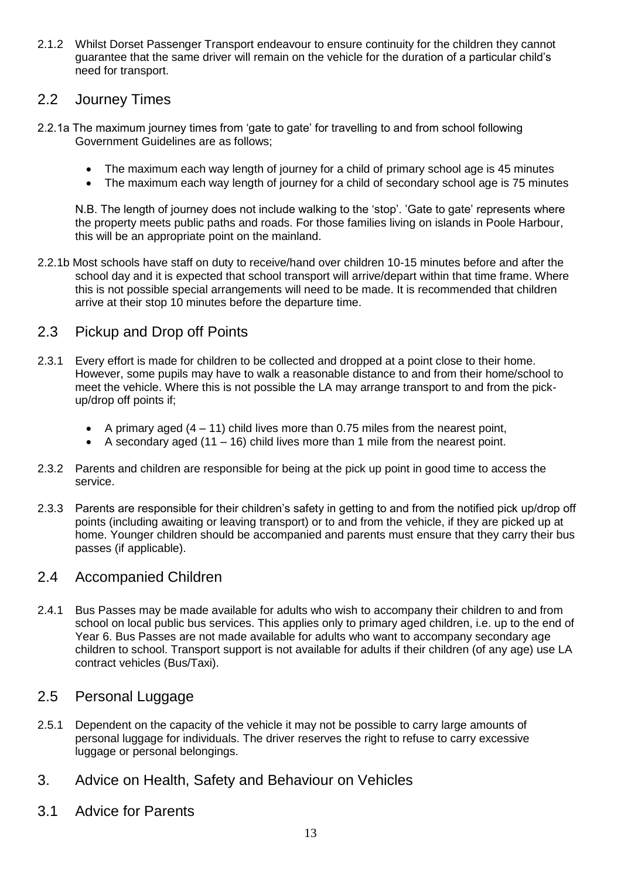2.1.2 Whilst Dorset Passenger Transport endeavour to ensure continuity for the children they cannot guarantee that the same driver will remain on the vehicle for the duration of a particular child's need for transport.

## 2.2 Journey Times

2.2.1a The maximum journey times from 'gate to gate' for travelling to and from school following Government Guidelines are as follows;

- The maximum each way length of journey for a child of primary school age is 45 minutes
- The maximum each way length of journey for a child of secondary school age is 75 minutes

N.B. The length of journey does not include walking to the 'stop'. 'Gate to gate' represents where the property meets public paths and roads. For those families living on islands in Poole Harbour, this will be an appropriate point on the mainland.

2.2.1b Most schools have staff on duty to receive/hand over children 10-15 minutes before and after the school day and it is expected that school transport will arrive/depart within that time frame. Where this is not possible special arrangements will need to be made. It is recommended that children arrive at their stop 10 minutes before the departure time.

## 2.3 Pickup and Drop off Points

2.3.1 Every effort is made for children to be collected and dropped at a point close to their home. However, some pupils may have to walk a reasonable distance to and from their home/school to meet the vehicle. Where this is not possible the LA may arrange transport to and from the pick-up/drop off points if;

- A primary aged (4 – 11) child lives more than 0.75 miles from the nearest point,
- A secondary aged (11 – 16) child lives more than 1 mile from the nearest point.

2.3.2 Parents and children are responsible for being at the pick up point in good time to access the service.

2.3.3 Parents are responsible for their children's safety in getting to and from the notified pick up/drop off points (including awaiting or leaving transport) or to and from the vehicle, if they are picked up at home. Younger children should be accompanied and parents must ensure that they carry their bus passes (if applicable).

## 2.4 Accompanied Children

2.4.1 Bus Passes may be made available for adults who wish to accompany their children to and from school on local public bus services. This applies only to primary aged children, i.e. up to the end of Year 6. Bus Passes are not made available for adults who want to accompany secondary age children to school. Transport support is not available for adults if their children (of any age) use LA contract vehicles (Bus/Taxi).

## 2.5 Personal Luggage

2.5.1 Dependent on the capacity of the vehicle it may not be possible to carry large amounts of personal luggage for individuals. The driver reserves the right to refuse to carry excessive luggage or personal belongings.

# 3. Advice on Health, Safety and Behaviour on Vehicles

## 3.1 Advice for Parents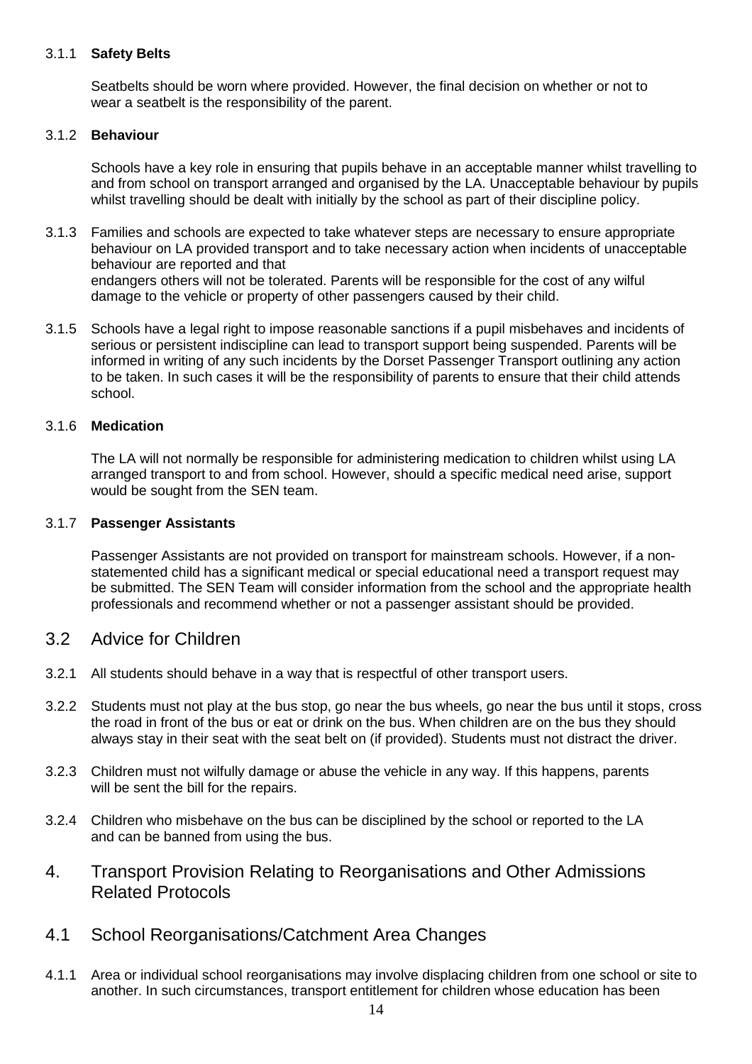#### 3.1.1 **Safety Belts**

Seatbelts should be worn where provided. However, the final decision on whether or not to wear a seatbelt is the responsibility of the parent.

#### 3.1.2 **Behaviour**

Schools have a key role in ensuring that pupils behave in an acceptable manner whilst travelling to and from school on transport arranged and organised by the LA. Unacceptable behaviour by pupils whilst travelling should be dealt with initially by the school as part of their discipline policy.

3.1.3 Families and schools are expected to take whatever steps are necessary to ensure appropriate behaviour on LA provided transport and to take necessary action when incidents of unacceptable behaviour are reported and that
endangers others will not be tolerated. Parents will be responsible for the cost of any wilful damage to the vehicle or property of other passengers caused by their child.

3.1.5 Schools have a legal right to impose reasonable sanctions if a pupil misbehaves and incidents of serious or persistent indiscipline can lead to transport support being suspended. Parents will be informed in writing of any such incidents by the Dorset Passenger Transport outlining any action to be taken. In such cases it will be the responsibility of parents to ensure that their child attends school.

#### 3.1.6 **Medication**

The LA will not normally be responsible for administering medication to children whilst using LA arranged transport to and from school. However, should a specific medical need arise, support would be sought from the SEN team.

#### 3.1.7 **Passenger Assistants**

Passenger Assistants are not provided on transport for mainstream schools. However, if a non-statemented child has a significant medical or special educational need a transport request may be submitted. The SEN Team will consider information from the school and the appropriate health professionals and recommend whether or not a passenger assistant should be provided.

## 3.2 Advice for Children

3.2.1 All students should behave in a way that is respectful of other transport users.

3.2.2 Students must not play at the bus stop, go near the bus wheels, go near the bus until it stops, cross the road in front of the bus or eat or drink on the bus. When children are on the bus they should always stay in their seat with the seat belt on (if provided). Students must not distract the driver.

3.2.3 Children must not wilfully damage or abuse the vehicle in any way. If this happens, parents will be sent the bill for the repairs.

3.2.4 Children who misbehave on the bus can be disciplined by the school or reported to the LA and can be banned from using the bus.

# 4. Transport Provision Relating to Reorganisations and Other Admissions Related Protocols

## 4.1 School Reorganisations/Catchment Area Changes

4.1.1 Area or individual school reorganisations may involve displacing children from one school or site to another. In such circumstances, transport entitlement for children whose education has been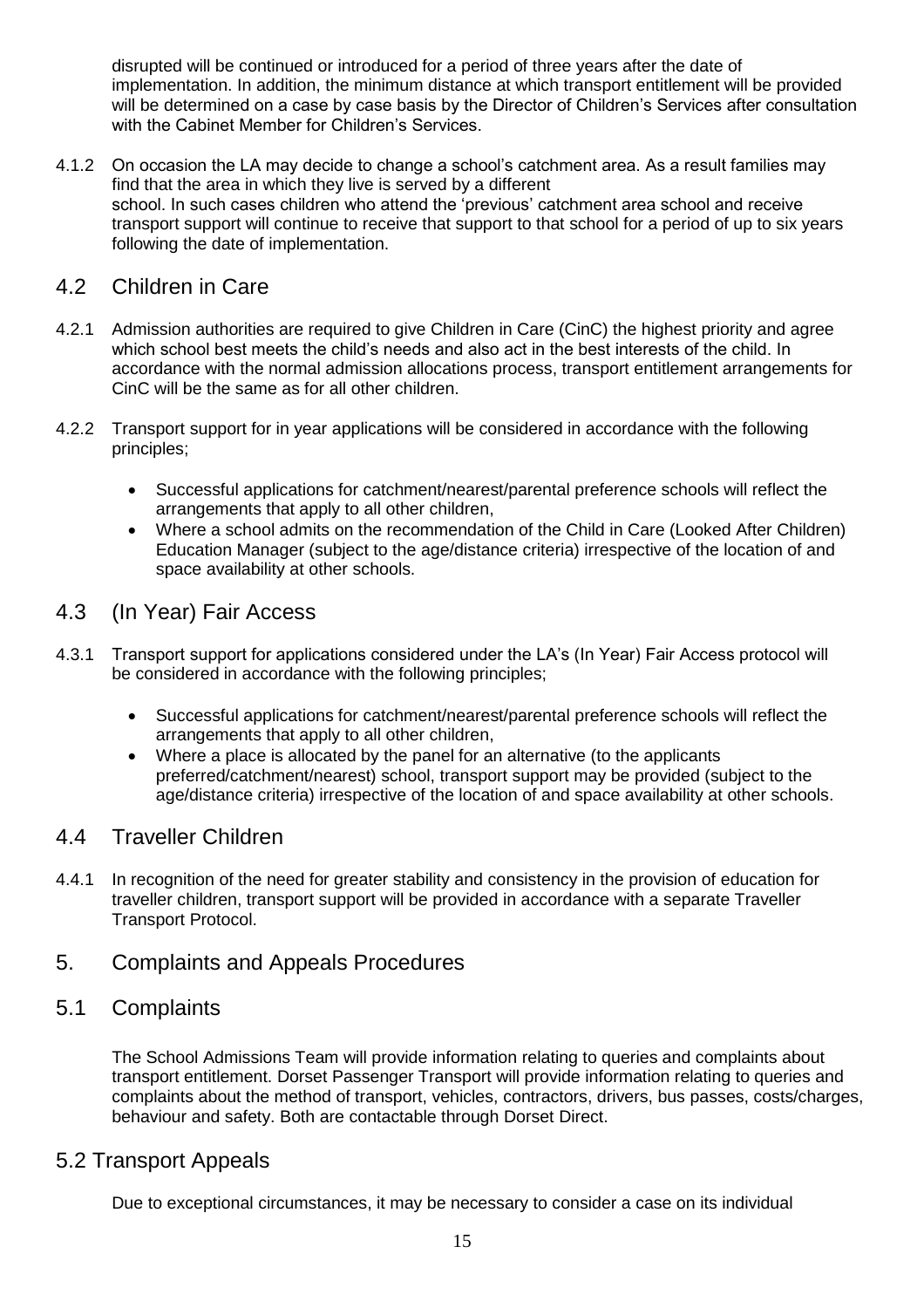disrupted will be continued or introduced for a period of three years after the date of implementation. In addition, the minimum distance at which transport entitlement will be provided will be determined on a case by case basis by the Director of Children's Services after consultation with the Cabinet Member for Children's Services.

4.1.2 On occasion the LA may decide to change a school's catchment area. As a result families may find that the area in which they live is served by a different school. In such cases children who attend the 'previous' catchment area school and receive transport support will continue to receive that support to that school for a period of up to six years following the date of implementation.

## 4.2 Children in Care

4.2.1 Admission authorities are required to give Children in Care (CinC) the highest priority and agree which school best meets the child's needs and also act in the best interests of the child. In accordance with the normal admission allocations process, transport entitlement arrangements for CinC will be the same as for all other children.

4.2.2 Transport support for in year applications will be considered in accordance with the following principles;

- Successful applications for catchment/nearest/parental preference schools will reflect the arrangements that apply to all other children,
- Where a school admits on the recommendation of the Child in Care (Looked After Children) Education Manager (subject to the age/distance criteria) irrespective of the location of and space availability at other schools.

## 4.3 (In Year) Fair Access

4.3.1 Transport support for applications considered under the LA's (In Year) Fair Access protocol will be considered in accordance with the following principles;

- Successful applications for catchment/nearest/parental preference schools will reflect the arrangements that apply to all other children,
- Where a place is allocated by the panel for an alternative (to the applicants preferred/catchment/nearest) school, transport support may be provided (subject to the age/distance criteria) irrespective of the location of and space availability at other schools.

## 4.4 Traveller Children

4.4.1 In recognition of the need for greater stability and consistency in the provision of education for traveller children, transport support will be provided in accordance with a separate Traveller Transport Protocol.

# 5. Complaints and Appeals Procedures

## 5.1 Complaints

The School Admissions Team will provide information relating to queries and complaints about transport entitlement. Dorset Passenger Transport will provide information relating to queries and complaints about the method of transport, vehicles, contractors, drivers, bus passes, costs/charges, behaviour and safety. Both are contactable through Dorset Direct.

## 5.2 Transport Appeals

Due to exceptional circumstances, it may be necessary to consider a case on its individual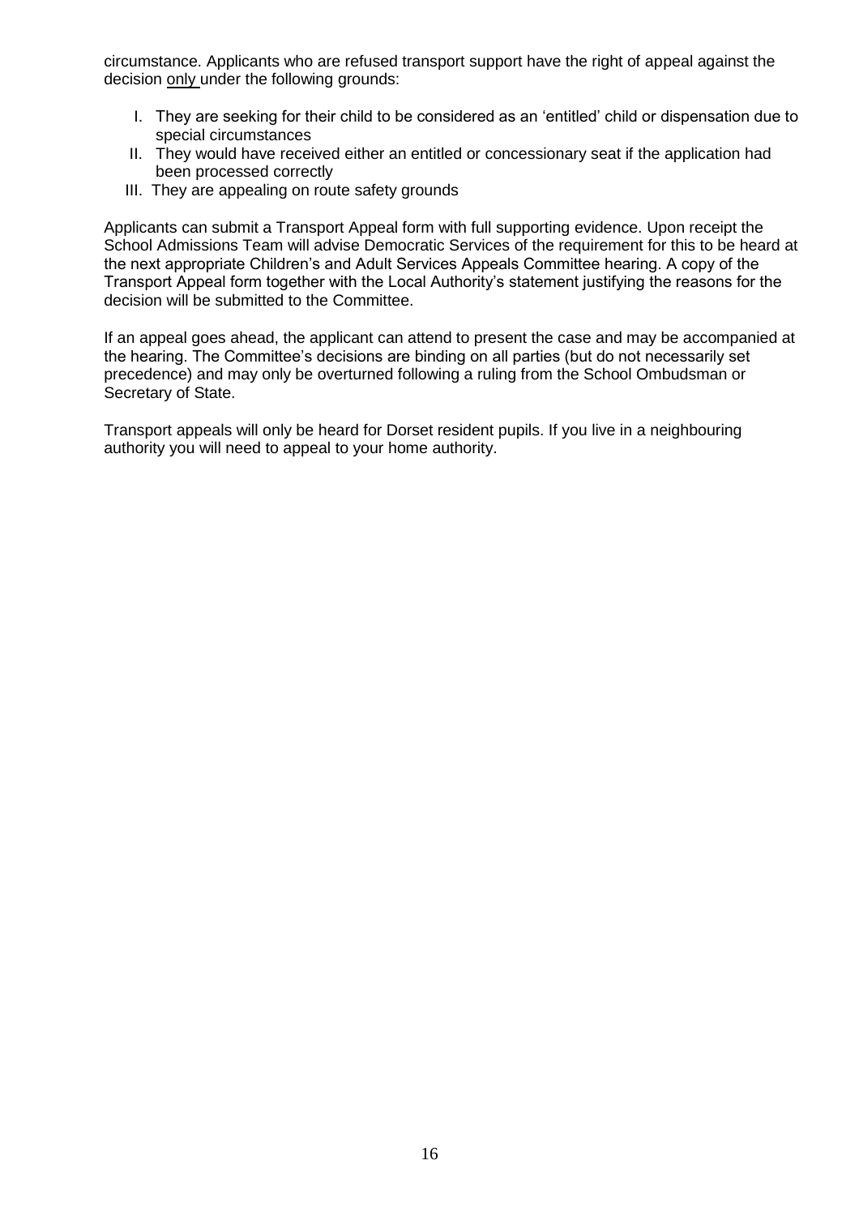circumstance. Applicants who are refused transport support have the right of appeal against the decision <u>only</u> under the following grounds:

I. They are seeking for their child to be considered as an 'entitled' child or dispensation due to special circumstances
II. They would have received either an entitled or concessionary seat if the application had been processed correctly
III. They are appealing on route safety grounds

Applicants can submit a Transport Appeal form with full supporting evidence. Upon receipt the School Admissions Team will advise Democratic Services of the requirement for this to be heard at the next appropriate Children's and Adult Services Appeals Committee hearing. A copy of the Transport Appeal form together with the Local Authority's statement justifying the reasons for the decision will be submitted to the Committee.

If an appeal goes ahead, the applicant can attend to present the case and may be accompanied at the hearing. The Committee's decisions are binding on all parties (but do not necessarily set precedence) and may only be overturned following a ruling from the School Ombudsman or Secretary of State.

Transport appeals will only be heard for Dorset resident pupils. If you live in a neighbouring authority you will need to appeal to your home authority.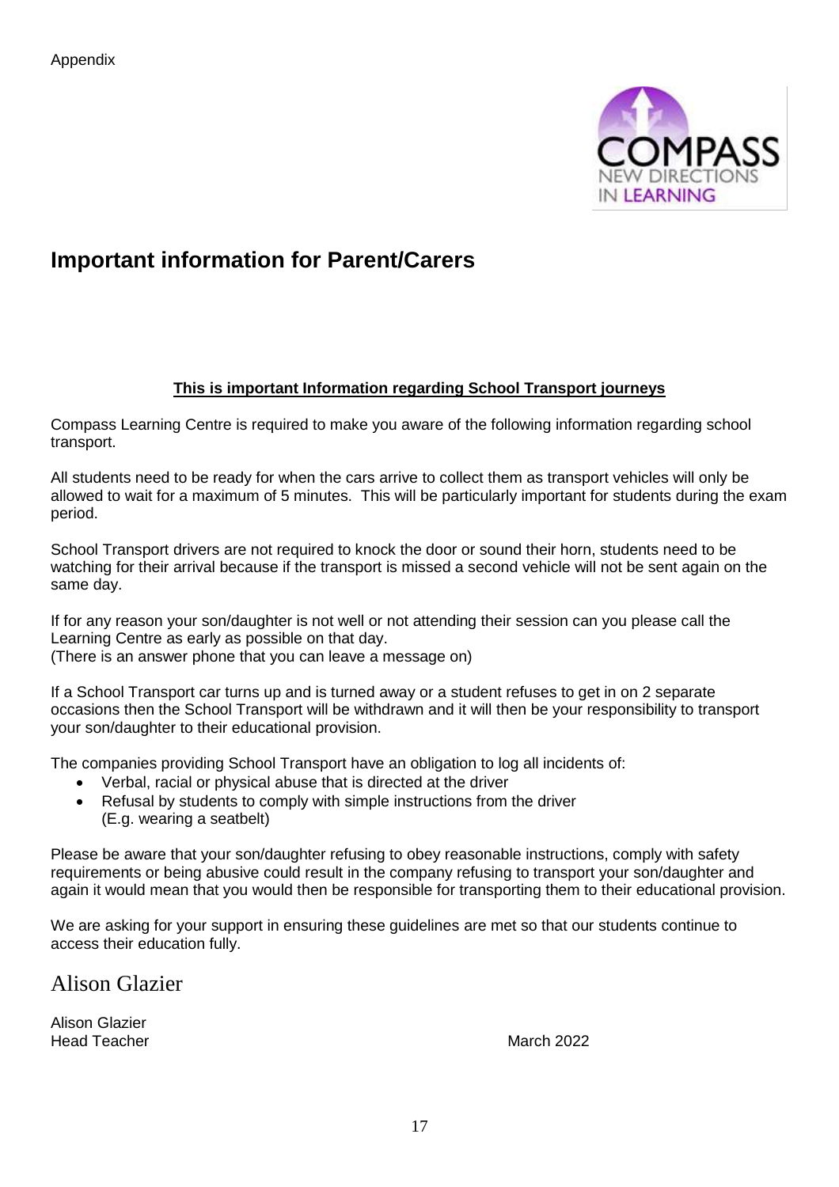Appendix

# Important information for Parent/Carers

**This is important Information regarding School Transport journeys**

Compass Learning Centre is required to make you aware of the following information regarding school transport.

All students need to be ready for when the cars arrive to collect them as transport vehicles will only be allowed to wait for a maximum of 5 minutes. This will be particularly important for students during the exam period.

School Transport drivers are not required to knock the door or sound their horn, students need to be watching for their arrival because if the transport is missed a second vehicle will not be sent again on the same day.

If for any reason your son/daughter is not well or not attending their session can you please call the Learning Centre as early as possible on that day.
(There is an answer phone that you can leave a message on)

If a School Transport car turns up and is turned away or a student refuses to get in on 2 separate occasions then the School Transport will be withdrawn and it will then be your responsibility to transport your son/daughter to their educational provision.

The companies providing School Transport have an obligation to log all incidents of:

- Verbal, racial or physical abuse that is directed at the driver
- Refusal by students to comply with simple instructions from the driver
  (E.g. wearing a seatbelt)

Please be aware that your son/daughter refusing to obey reasonable instructions, comply with safety requirements or being abusive could result in the company refusing to transport your son/daughter and again it would mean that you would then be responsible for transporting them to their educational provision.

We are asking for your support in ensuring these guidelines are met so that our students continue to access their education fully.

Alison Glazier

Alison Glazier
Head Teacher

March 2022